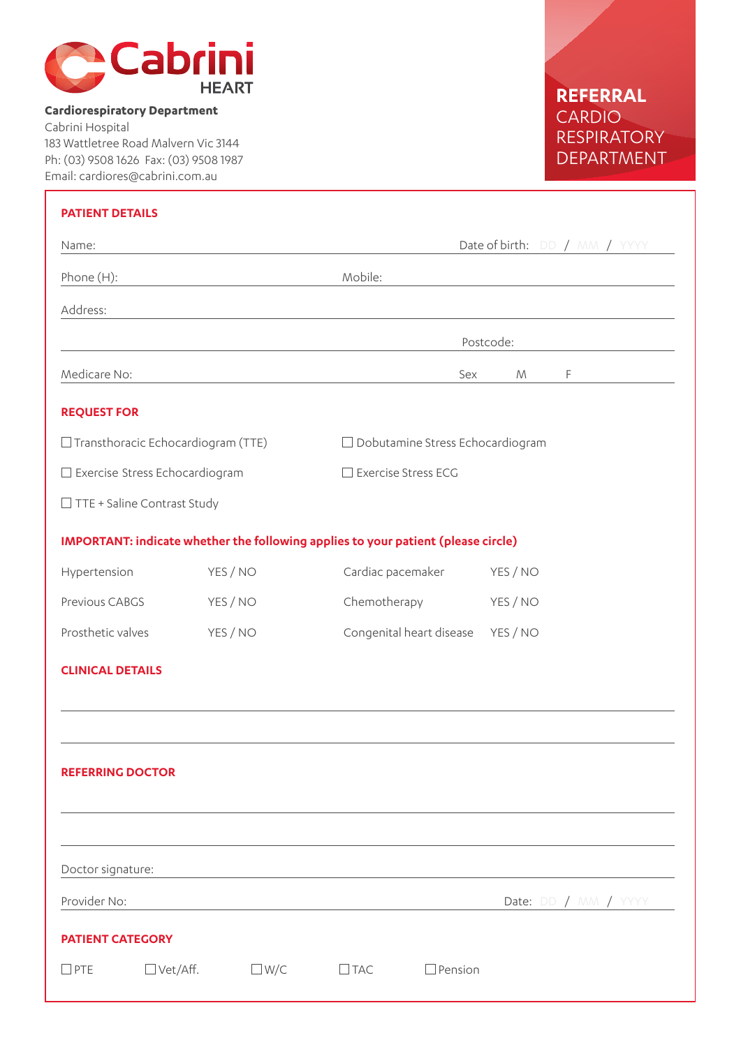# Cabrini HEART

**Cardiorespiratory Department**
Cabrini Hospital
183 Wattletree Road Malvern Vic 3144
Ph: (03) 9508 1626 Fax: (03) 9508 1987
Email: cardiores@cabrini.com.au

## REFERRAL CARDIO RESPIRATORY DEPARTMENT

### PATIENT DETAILS

Name: ______________________ Date of birth: DD / MM / YYYY

Phone (H): ______________________ Mobile: ______________________

Address: ______________________

______________________ Postcode: ______________________

Medicare No: ______________________ Sex M F

### REQUEST FOR

- ☐ Transthoracic Echocardiogram (TTE)
- ☐ Dobutamine Stress Echocardiogram
- ☐ Exercise Stress Echocardiogram
- ☐ Exercise Stress ECG
- ☐ TTE + Saline Contrast Study

### IMPORTANT: indicate whether the following applies to your patient (please circle)

| | | | |
|---|---|---|---|
| Hypertension | YES / NO | Cardiac pacemaker | YES / NO |
| Previous CABGS | YES / NO | Chemotherapy | YES / NO |
| Prosthetic valves | YES / NO | Congenital heart disease | YES / NO |

### CLINICAL DETAILS

______________________

______________________

### REFERRING DOCTOR

______________________

______________________

Doctor signature: ______________________

Provider No: ______________________ Date: DD / MM / YYYY

### PATIENT CATEGORY

☐ PTE ☐ Vet/Aff. ☐ W/C ☐ TAC ☐ Pension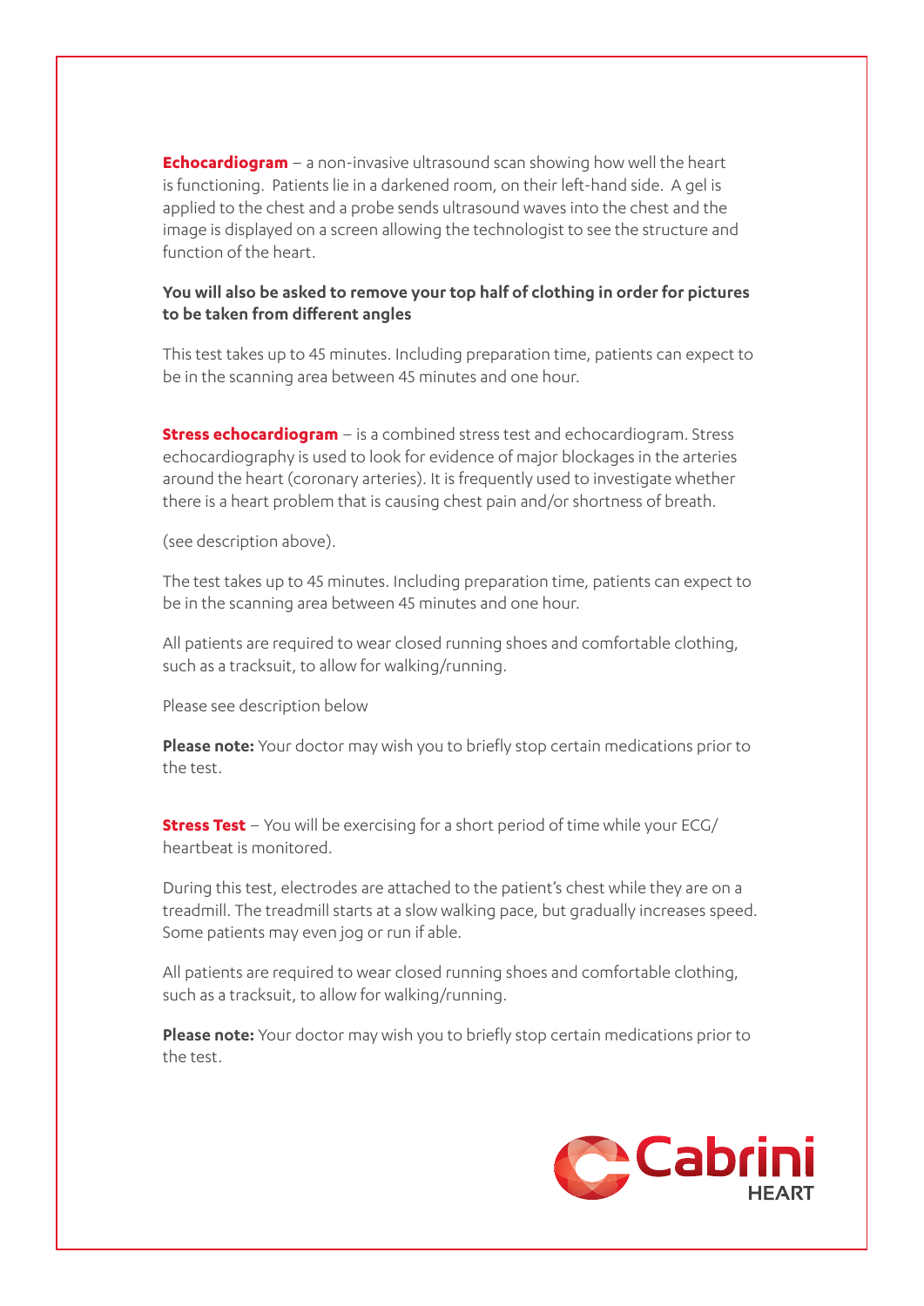**Echocardiogram** – a non-invasive ultrasound scan showing how well the heart is functioning. Patients lie in a darkened room, on their left-hand side. A gel is applied to the chest and a probe sends ultrasound waves into the chest and the image is displayed on a screen allowing the technologist to see the structure and function of the heart.

**You will also be asked to remove your top half of clothing in order for pictures to be taken from different angles**

This test takes up to 45 minutes. Including preparation time, patients can expect to be in the scanning area between 45 minutes and one hour.

**Stress echocardiogram** – is a combined stress test and echocardiogram. Stress echocardiography is used to look for evidence of major blockages in the arteries around the heart (coronary arteries). It is frequently used to investigate whether there is a heart problem that is causing chest pain and/or shortness of breath.

(see description above).

The test takes up to 45 minutes. Including preparation time, patients can expect to be in the scanning area between 45 minutes and one hour.

All patients are required to wear closed running shoes and comfortable clothing, such as a tracksuit, to allow for walking/running.

Please see description below

**Please note:** Your doctor may wish you to briefly stop certain medications prior to the test.

**Stress Test** – You will be exercising for a short period of time while your ECG/heartbeat is monitored.

During this test, electrodes are attached to the patient's chest while they are on a treadmill. The treadmill starts at a slow walking pace, but gradually increases speed. Some patients may even jog or run if able.

All patients are required to wear closed running shoes and comfortable clothing, such as a tracksuit, to allow for walking/running.

**Please note:** Your doctor may wish you to briefly stop certain medications prior to the test.

Cabrini HEART